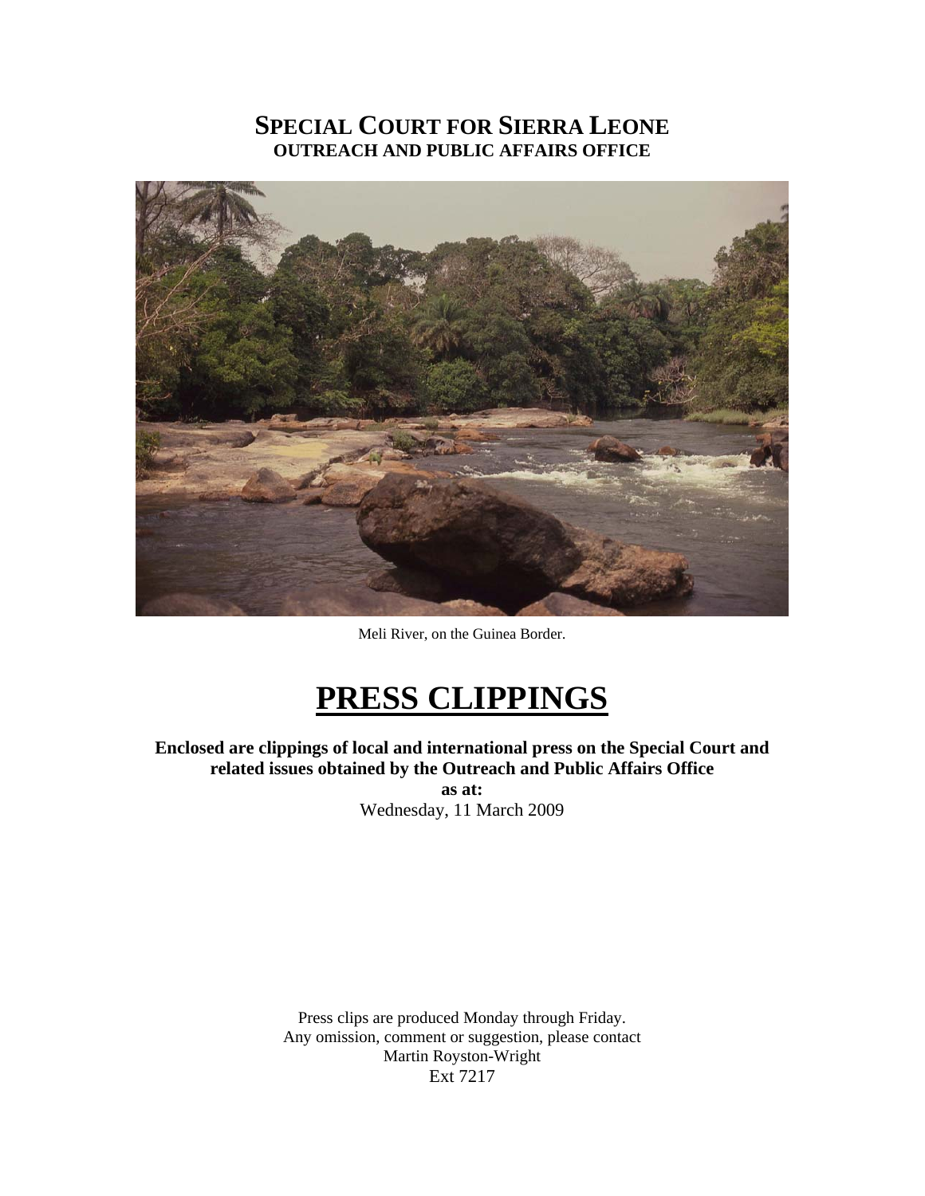# SPECIAL COURT FOR SIERRA LEONE
## OUTREACH AND PUBLIC AFFAIRS OFFICE

Meli River, on the Guinea Border.

# PRESS CLIPPINGS

**Enclosed are clippings of local and international press on the Special Court and related issues obtained by the Outreach and Public Affairs Office**
**as at:**
Wednesday, 11 March 2009

Press clips are produced Monday through Friday.
Any omission, comment or suggestion, please contact
Martin Royston-Wright
Ext 7217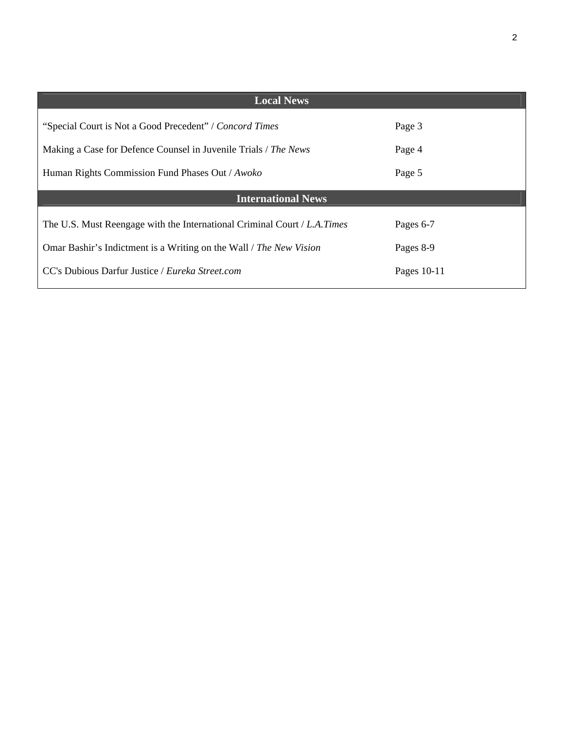| Local News | |
|---|---|
| "Special Court is Not a Good Precedent" / *Concord Times* | Page 3 |
| Making a Case for Defence Counsel in Juvenile Trials / *The News* | Page 4 |
| Human Rights Commission Fund Phases Out / *Awoko* | Page 5 |
| **International News** | |
| The U.S. Must Reengage with the International Criminal Court / *L.A.Times* | Pages 6-7 |
| Omar Bashir's Indictment is a Writing on the Wall / *The New Vision* | Pages 8-9 |
| CC's Dubious Darfur Justice / *Eureka Street.com* | Pages 10-11 |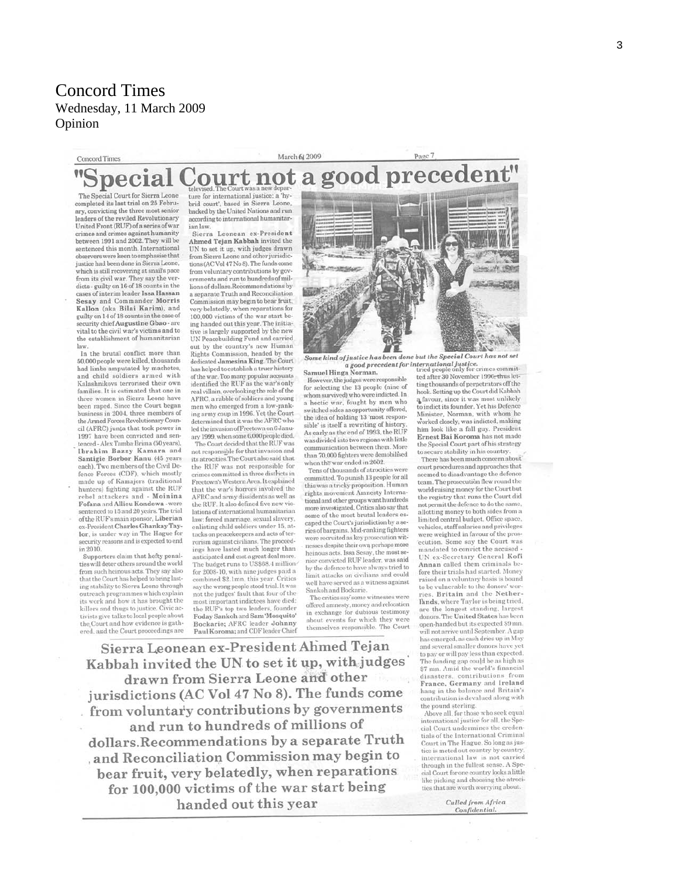# Concord Times
Wednesday, 11 March 2009
Opinion

## "Special Court not a good precedent"

The Special Court for Sierra Leone completed its last trial on 25 February, convicting the three most senior leaders of the reviled Revolutionary United Front (RUF) of a series of war crimes and crimes against humanity between 1991 and 2002. They will be sentenced this month. International observers were keen to emphasise that justice had been done in Sierra Leone, which is still recovering at snail's pace from its civil war. They say the verdicts - guilty on 16 of 18 counts in the cases of interim leader **Issa Hassan Sesay** and Commander **Morris Kallon** (aka **Bilai Karim**), and guilty on 14 of 18 counts in the case of security chief **Augustine Gbao** - are vital to the civil war's victims and to the establishment of humanitarian law.

In the brutal conflict more than 50,000 people were killed, thousands had limbs amputated by machetes, and child soldiers armed with Kalashnikovs terrorised their own families. It is estimated that one in three women in Sierra Leone have been raped. Since the Court began business in 2004, three members of the Armed Forces Revolutionary Council (AFRC) junta that took power in 1997 have been convicted and sentenced - Alex Tamba Brima (50 years), **Ibrahim Bazzy Kamara** and **Santigie Borbor Kanu** (45 years each). Two members of the Civil Defence Forces (CDF), which mostly made up of Kamajors (traditional hunters) fighting against the RUF rebel attackers and - **Moinina Fofana** and **Allieu Kondewa** - were sentenced to 15 and 20 years. The trial of the RUF's main sponsor, Liberian ex-President **Charles Ghankay Taylor**, is under way in The Hague for security reasons and is expected to end in 2010.

Supporters claim that hefty penalties will deter others around the world from such heinous acts. They also say that the Court has helped to bring lasting stability to Sierra Leone through outreach programmes which explain its work and how it has brought the killers and thugs to justice. Civic activists give talks to local people about the Court and how evidence is gathered, and the Court proceedings are televised. The Court was a new departure for international justice: a 'hybrid court', based in Sierra Leone, backed by the United Nations and run according to international humanitarian law.

Sierra Leonean ex-President **Ahmed Tejan Kabbah** invited the UN to set it up, with judges drawn from Sierra Leone and other jurisdictions (AC Vol 47 No 8). The funds come from voluntary contributions by governments and run to hundreds of millions of dollars. Recommendations by a separate Truth and Reconciliation Commission may begin to bear fruit, very belatedly, when reparations for 100,000 victims of the war start being handed out this year. The initiative is largely supported by the new UN Peacebuilding Fund and carried out by the country's new Human Rights Commission, headed by the dedicated **Jamesina King**. The Court has helped to establish a truer history of the war. Too many popular accounts identified the RUF as the war's only real villain, overlooking the role of the AFRC, a rabble of soldiers and young men who emerged from a low-ranking army coup in 1996. Yet the Court determined that it was the AFRC who led the invasion of Freetown on 6 January 1999, when some 6,000 people died.

The Court decided that the RUF was not responsible for that invasion and its atrocities. The Court also said that the RUF was not responsible for crimes committed in three districts in Freetown's Western Area. It explained that the war's horrors involved the AFRC and army dissidents as well as the RUF. It also defined five new violations of international humanitarian law: forced marriage, sexual slavery, enlisting child soldiers under 15, attacks on peacekeepers and acts of terrorism against civilians. The proceedings have lasted much longer than anticipated and cost a great deal more. The budget runs to US$68.4 million for 2008-10, with nine judges paid a combined $2.1mn. this year. Critics say the wrong people stood trial. It was not the judges' fault that four of the most important indictees have died: the RUF's top two leaders, founder **Foday Sankoh** and **Sam 'Mosquito' Bockarie**; AFRC leader **Johnny Paul Koroma**; and CDF leader Chief **Samuel Hinga Norman**.

However, the judges were responsible for selecting the 13 people (nine of whom survived) who were indicted. In a hectic war, fought by men who switched sides as opportunity offered, the idea of holding 13 'most responsible' is itself a rewriting of history. As early as the end of 1993, the RUF was divided into two regions with little communication between them. More than 70,000 fighters were demobilised when the war ended in 2002.

Tens of thousands of atrocities were committed. To punish 13 people for all this was a tricky proposition. Human rights movement Amnesty International and other groups want hundreds more investigated. Critics also say that some of the most brutal leaders escaped the Court's jurisdiction by a series of bargains. Mid-ranking fighters were recruited as key prosecution witnesses despite their own perhaps more heinous acts. Issa Sesay, the most senior convicted RUF leader, was said by the defence to have always tried to limit attacks on civilians and could well have served as a witness against Sankoh and Bockarie.

The critics say some witnesses were offered amnesty, money and relocation in exchange for dubious testimony about events for which they were themselves responsible. The Court tried people only for crimes committed after 30 November 1996, thus letting thousands of perpetrators off the hook. Setting up the Court did Kabbah a favour, since it was most unlikely to indict its founder. Yet his Defence Minister, Norman, with whom he worked closely, was indicted, making him look like a fall guy. President **Ernest Bai Koroma** has not made the Special Court part of his strategy to secure stability in his country.

There has been much concern about court procedures and approaches that seemed to disadvantage the defence team. The prosecution flew round the world raising money for the Court but the registry that runs the Court did not permit the defence to do the same, allotting money to both sides from a limited central budget. Office space, vehicles, staff salaries and privileges were weighted in favour of the prosecution. Some say the Court was mandated to convict the accused - UN ex-Secretary General **Kofi Annan** called them criminals before their trials had started. Money raised on a voluntary basis is bound to be vulnerable to the donors' worries. **Britain** and the **Netherlands**, where Taylor is being tried, are the longest standing, largest donors. The **United States** has been open-handed but its expected $9 mn. will not arrive until September. A gap has emerged, as cash dries up in May and several smaller donors have yet to pay or will pay less than expected. The funding gap could be as high as $7 mn. Amid the world's financial disasters, contributions from **France**, **Germany** and **Ireland** hang in the balance and Britain's contribution is devalued along with the pound sterling.

Above all, for those who seek equal international justice for all, the Special Court undermines the credentials of the International Criminal Court in The Hague. So long as justice is meted out country by country, international law is not carried through in the fullest sense. A Special Court for one country looks a little like picking and choosing the atrocities that are worth worrying about.

*Some kind of justice has been done but the Special Court has not set a good precedent for international justice.*

**Sierra Leonean ex-President Ahmed Tejan Kabbah invited the UN to set it up, with judges drawn from Sierra Leone and other jurisdictions (AC Vol 47 No 8). The funds come from voluntary contributions by governments and run to hundreds of millions of dollars. Recommendations by a separate Truth and Reconciliation Commission may begin to bear fruit, very belatedly, when reparations for 100,000 victims of the war start being handed out this year**

*Culled from Africa Confidential.*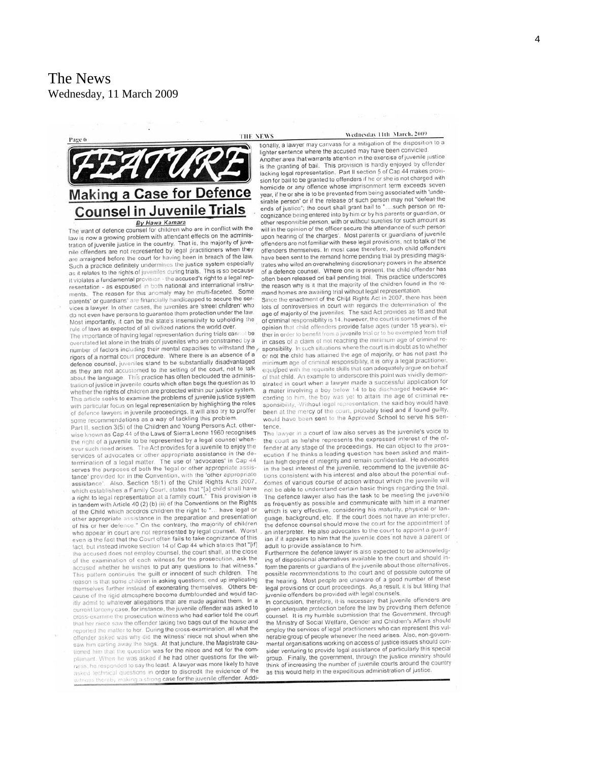# The News
Wednesday, 11 March 2009

## FEATURE

## Making a Case for Defence Counsel in Juvenile Trials

**By Hawa Kamara**

The want of defence counsel for children who are in conflict with the law is now a growing problem with attendant effects on the administration of juvenile justice in the country. That is, the majority of juvenile offenders are not represented by legal practitioners when they are arraigned before the court for having been in breach of the law. Such a practice definitely undermines the justice system especially as it relates to the rights of juveniles during trials. This is so because it violates a fundamental provision - the accused's right to a legal representation - as espoused in both national and international instruments. The reason for this anomaly may be multi-faceted. Some parents' or guardians' are financially handicapped to secure the services a lawyer. In other cases, the juveniles are 'street children' who do not even have persons to guarantee them protection under the law. Most importantly, it can be the state's insensitivity to upholding the rule of laws as expected of all civilized nations the world over.

The importance of having legal representation during trials cannot be overstated let alone in the trials of juveniles who are constrained by a number of factors including their mental capacities to withstand the rigors of a normal court procedure. Where there is an absence of a defence counsel, juveniles stand to be substantially disadvantaged as they are not accustomed to the setting of the court, not to talk about the language. This practice has often beclouded the administration of justice in juvenile courts which often begs the question as to whether the rights of children are protected within our justice system. This article seeks to examine the problems of juvenile justice system with particular focus on legal representation by highlighting the roles of defence lawyers in juvenile proceedings. It will also try to proffer some recommendations as a way of tackling this problem.

Part II, section 3(5) of the Children and Young Persons Act, otherwise known as Cap 44 of the Laws of Sierra Leone 1960 recognises the right of a juvenile to be represented by a legal counsel whenever such need arises. The Act provides for a juvenile to enjoy the services of advocates or other appropriate assistance in the determination of a legal matter. The use of 'advocates' in Cap 44 serves the purposes of both the 'legal or other appropriate assistance' provided for in the Convention, with the 'other appropriate assistance'. Also, Section 18(1) of the Child Rights Acts 2007, which establishes a Family Court, states that "[a] child shall have a right to legal representation at a family court." This provision is in tandem with Article 40 (2) (b) (ii) of the Conventions on the Rights of the Child which accords children the right to "... have legal or other appropriate assistance in the preparation and presentation of his or her defence." On the contrary, the majority of children who appear in court are not represented by legal counsel. Worst even is the fact that the Court often fails to take cognizance of this fact, but instead invoke section 14 of Cap 44 which states that "[if] the accused does not employ counsel, the court shall, at the close of the examination of each witness for the prosecution, ask the accused whether he wishes to put any questions to that witness." This pattern continues the guilt or innocent of such children. The reason is that some children in asking questions, end up implicating themselves further instead of exonerating themselves. Others because of the rigid atmosphere become dumbfounded and would tacitly admit to whatever allegations that are made against them. In a current larceny case, for instance, the juvenile offender was asked to cross-examine the prosecution witness who had earlier told the court that her niece saw the offender taking two bags out of the house and reported the matter to her. During the cross-examination, all what the offender asked was why did the witness' niece not shout when she saw him carting away the bags. At that juncture, the Magistrate cautioned him that the question was for the niece and not for the complainant. When he was asked if he had other questions for the witness, he responded to say the least. A lawyer was more likely to have asked technical questions in order to discredit the evidence of the witness thereby making a strong case for the juvenile offender. Additionally, a lawyer may canvass for a mitigation of the disposition to a lighter sentence where the accused may have been convicted.

Another area that warrants attention in the exercise of juvenile justice is the granting of bail. This provision is hardly enjoyed by offender lacking legal representation. Part II section 5 of Cap 44 makes provision for bail to be granted to offenders if he or she is not charged with homicide or any offence whose imprisonment term exceeds seven year, if he or she is to be prevented from being associated with 'undesirable person' or if the release of such person may not "defeat the ends of justice"; the court shall grant bail to "....such person on recognizance being entered into by him or by his parents or guardian, or other responsible person, with or without sureties for such amount as will in the opinion of the officer secure the attendance of such person upon hearing of the charges'. Most parents or guardians of juvenile offenders are not familiar with these legal provisions, not to talk of the offenders themselves. In most case therefore, such child offenders have been sent to the remand home pending trial by presiding magistrates who wiled an overwhelming discretionary powers in the absence of a defence counsel. Where one is present, the child offender has often been released on bail pending trial. This practice underscores the reason why is it that the majority of the children found in the remand homes are awaiting trial without legal representation.

Since the enactment of the Child Rights Act in 2007, there has been lots of controversies in court with regards the determination of the age of majority of the juveniles. The said Act provides as 18 and that of criminal responsibility is 14, however, the court is sometimes of the opinion that child offenders provide false ages (under 18 years), either in order to benefit from a juvenile trial or to be exempted from trial in cases of a claim of not reaching the minimum age of criminal responsibility. In such situations where the court is in doubt as to whether or not the child has attained the age of majority, or has not past the minimum age of criminal responsibility, it is only a legal practitioner, equipped with the requisite skills that can adequately argue on behalf of that child. An example to underscore this point was vividly demonstrated in court when a lawyer made a successful application for a mater involving a boy below 14 to be discharged because according to him, the boy was yet to attain the age of criminal responsibility. Without legal representation, the said boy would have been at the mercy of the court, probably tried and if found guilty, would have been sent to the Approved School to serve his sentence.

The lawyer in a court of law also serves as the juvenile's voice to the court as he/she represents the expressed interest of the offender at any stage of the proceedings. He can object to the prosecution if he thinks a leading question has been asked and maintain high degree of integrity and remain confidential. He advocates in the best interest of the juvenile, recommend to the juvenile actions consistent with his interest and also about the potential outcomes of various course of action without which the juvenile will not be able to understand certain basic things regarding the trial. The defence lawyer also has the task to be meeting the juvenile as frequently as possible and communicate with him in a manner which is very effective, considering his maturity, physical or language, background, etc. If the court does not have an interpreter, the defence counsel should move the court for the appointment of an interpreter. He also advocates to the court to appoint a guardian if it appears to him that the juvenile does not have a parent or adult to provide assistance to him.

Furthermore the defence lawyer is also expected to be acknowledging of dispositional alternatives available to the court and should inform the parents or guardians of the juvenile about those alternatives, possible recommendations to the court and of possible outcome of the hearing. Most people are unaware of a good number of these legal provisions or court proceedings. As a result, it is but fitting that juvenile offenders be provided with legal counsels.

In conclusion, therefore, it is necessary that juvenile offenders are given adequate protection before the law by providing them defence counsel. It is my humble submission that the Government, through the Ministry of Social Welfare, Gender and Children's Affairs should employ the services of legal practitioners who can represent this vulnerable group of people whenever the need arises. Also, non-governmental organisations working on access of justice issues should consider venturing to provide legal assistance of particularly this special group. Finally, the government, through the justice ministry should think of increasing the number of juvenile courts around the country as this would help in the expeditious administration of justice.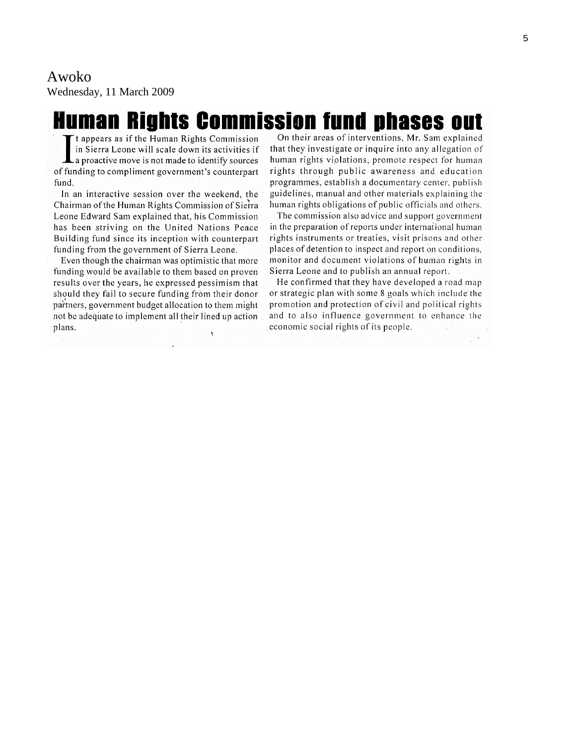Awoko

Wednesday, 11 March 2009

# Human Rights Commission fund phases out

It appears as if the Human Rights Commission in Sierra Leone will scale down its activities if a proactive move is not made to identify sources of funding to compliment government's counterpart fund.

In an interactive session over the weekend, the Chairman of the Human Rights Commission of Sierra Leone Edward Sam explained that, his Commission has been striving on the United Nations Peace Building fund since its inception with counterpart funding from the government of Sierra Leone.

Even though the chairman was optimistic that more funding would be available to them based on proven results over the years, he expressed pessimism that should they fail to secure funding from their donor partners, government budget allocation to them might not be adequate to implement all their lined up action plans.

On their areas of interventions, Mr. Sam explained that they investigate or inquire into any allegation of human rights violations, promote respect for human rights through public awareness and education programmes, establish a documentary center, publish guidelines, manual and other materials explaining the human rights obligations of public officials and others.

The commission also advice and support government in the preparation of reports under international human rights instruments or treaties, visit prisons and other places of detention to inspect and report on conditions, monitor and document violations of human rights in Sierra Leone and to publish an annual report.

He confirmed that they have developed a road map or strategic plan with some 8 goals which include the promotion and protection of civil and political rights and to also influence government to enhance the economic social rights of its people.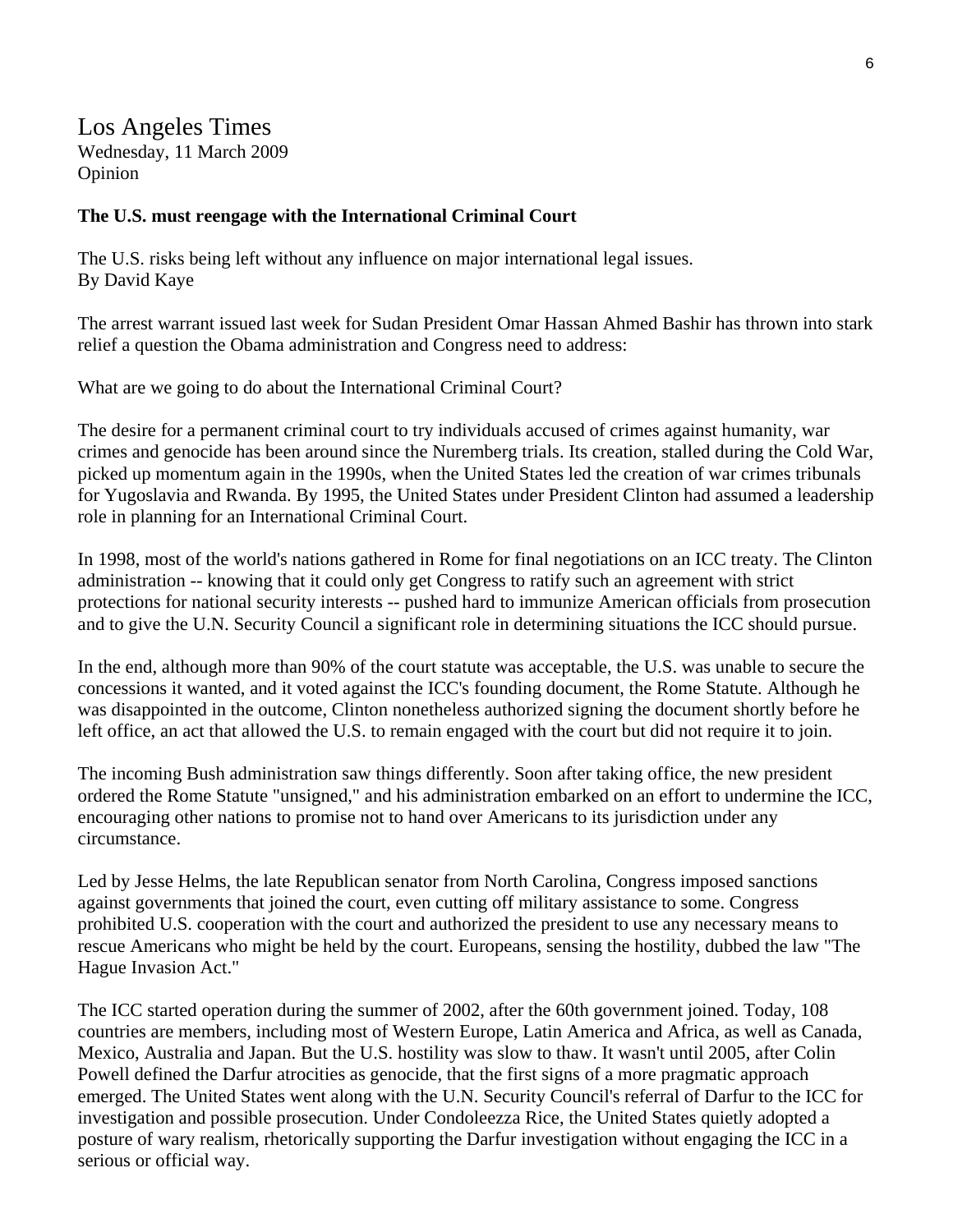Los Angeles Times
Wednesday, 11 March 2009
Opinion

**The U.S. must reengage with the International Criminal Court**

The U.S. risks being left without any influence on major international legal issues.
By David Kaye

The arrest warrant issued last week for Sudan President Omar Hassan Ahmed Bashir has thrown into stark relief a question the Obama administration and Congress need to address:

What are we going to do about the International Criminal Court?

The desire for a permanent criminal court to try individuals accused of crimes against humanity, war crimes and genocide has been around since the Nuremberg trials. Its creation, stalled during the Cold War, picked up momentum again in the 1990s, when the United States led the creation of war crimes tribunals for Yugoslavia and Rwanda. By 1995, the United States under President Clinton had assumed a leadership role in planning for an International Criminal Court.

In 1998, most of the world's nations gathered in Rome for final negotiations on an ICC treaty. The Clinton administration -- knowing that it could only get Congress to ratify such an agreement with strict protections for national security interests -- pushed hard to immunize American officials from prosecution and to give the U.N. Security Council a significant role in determining situations the ICC should pursue.

In the end, although more than 90% of the court statute was acceptable, the U.S. was unable to secure the concessions it wanted, and it voted against the ICC's founding document, the Rome Statute. Although he was disappointed in the outcome, Clinton nonetheless authorized signing the document shortly before he left office, an act that allowed the U.S. to remain engaged with the court but did not require it to join.

The incoming Bush administration saw things differently. Soon after taking office, the new president ordered the Rome Statute "unsigned," and his administration embarked on an effort to undermine the ICC, encouraging other nations to promise not to hand over Americans to its jurisdiction under any circumstance.

Led by Jesse Helms, the late Republican senator from North Carolina, Congress imposed sanctions against governments that joined the court, even cutting off military assistance to some. Congress prohibited U.S. cooperation with the court and authorized the president to use any necessary means to rescue Americans who might be held by the court. Europeans, sensing the hostility, dubbed the law "The Hague Invasion Act."

The ICC started operation during the summer of 2002, after the 60th government joined. Today, 108 countries are members, including most of Western Europe, Latin America and Africa, as well as Canada, Mexico, Australia and Japan. But the U.S. hostility was slow to thaw. It wasn't until 2005, after Colin Powell defined the Darfur atrocities as genocide, that the first signs of a more pragmatic approach emerged. The United States went along with the U.N. Security Council's referral of Darfur to the ICC for investigation and possible prosecution. Under Condoleezza Rice, the United States quietly adopted a posture of wary realism, rhetorically supporting the Darfur investigation without engaging the ICC in a serious or official way.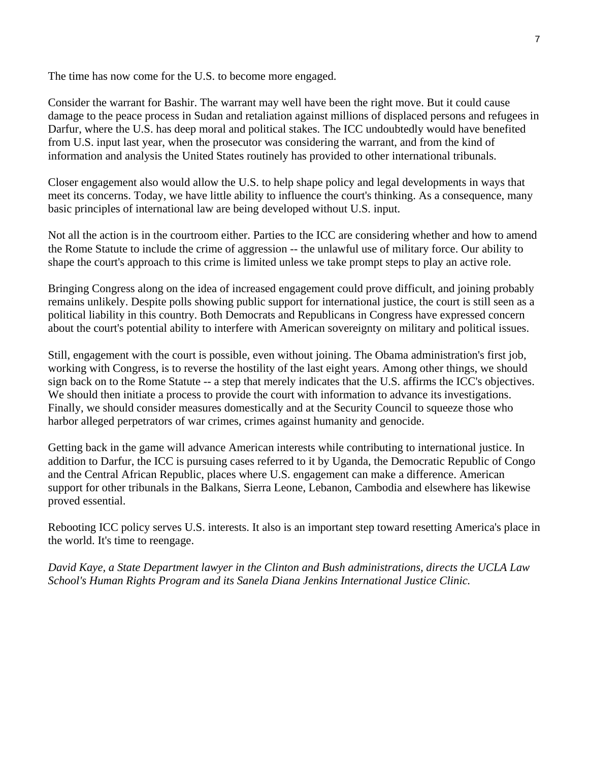The time has now come for the U.S. to become more engaged.

Consider the warrant for Bashir. The warrant may well have been the right move. But it could cause damage to the peace process in Sudan and retaliation against millions of displaced persons and refugees in Darfur, where the U.S. has deep moral and political stakes. The ICC undoubtedly would have benefited from U.S. input last year, when the prosecutor was considering the warrant, and from the kind of information and analysis the United States routinely has provided to other international tribunals.

Closer engagement also would allow the U.S. to help shape policy and legal developments in ways that meet its concerns. Today, we have little ability to influence the court's thinking. As a consequence, many basic principles of international law are being developed without U.S. input.

Not all the action is in the courtroom either. Parties to the ICC are considering whether and how to amend the Rome Statute to include the crime of aggression -- the unlawful use of military force. Our ability to shape the court's approach to this crime is limited unless we take prompt steps to play an active role.

Bringing Congress along on the idea of increased engagement could prove difficult, and joining probably remains unlikely. Despite polls showing public support for international justice, the court is still seen as a political liability in this country. Both Democrats and Republicans in Congress have expressed concern about the court's potential ability to interfere with American sovereignty on military and political issues.

Still, engagement with the court is possible, even without joining. The Obama administration's first job, working with Congress, is to reverse the hostility of the last eight years. Among other things, we should sign back on to the Rome Statute -- a step that merely indicates that the U.S. affirms the ICC's objectives. We should then initiate a process to provide the court with information to advance its investigations. Finally, we should consider measures domestically and at the Security Council to squeeze those who harbor alleged perpetrators of war crimes, crimes against humanity and genocide.

Getting back in the game will advance American interests while contributing to international justice. In addition to Darfur, the ICC is pursuing cases referred to it by Uganda, the Democratic Republic of Congo and the Central African Republic, places where U.S. engagement can make a difference. American support for other tribunals in the Balkans, Sierra Leone, Lebanon, Cambodia and elsewhere has likewise proved essential.

Rebooting ICC policy serves U.S. interests. It also is an important step toward resetting America's place in the world. It's time to reengage.

*David Kaye, a State Department lawyer in the Clinton and Bush administrations, directs the UCLA Law School's Human Rights Program and its Sanela Diana Jenkins International Justice Clinic.*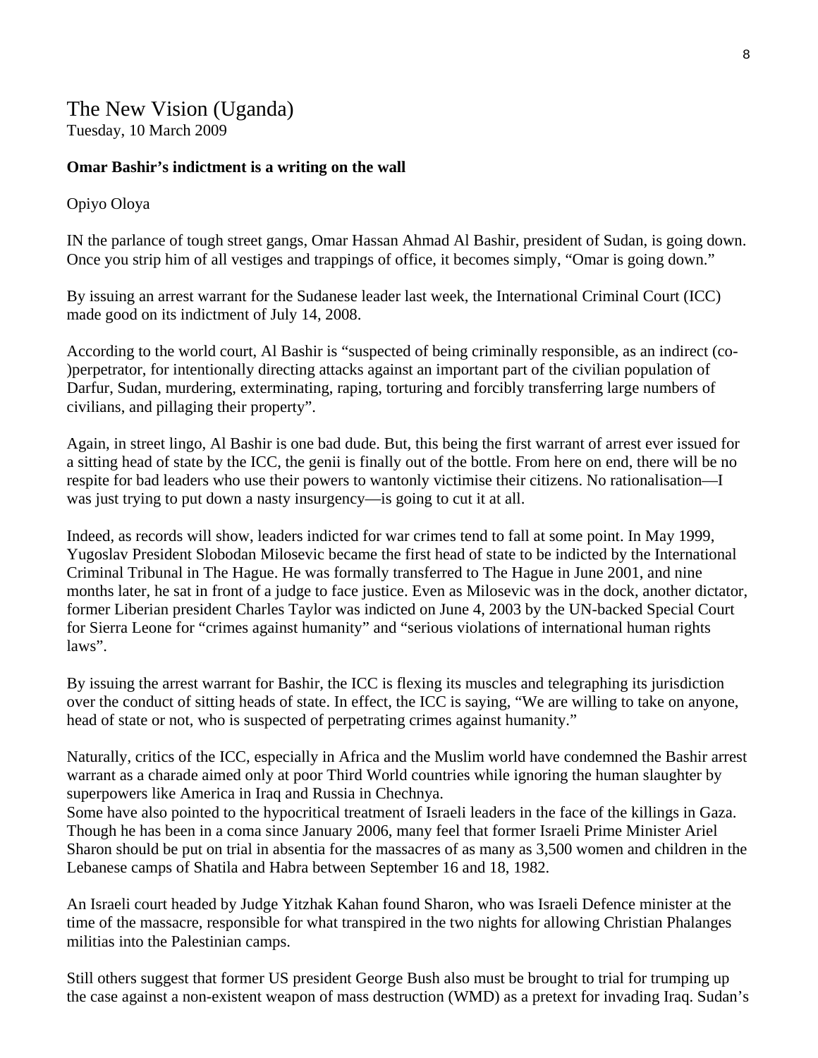# The New Vision (Uganda)

Tuesday, 10 March 2009

**Omar Bashir's indictment is a writing on the wall**

Opiyo Oloya

IN the parlance of tough street gangs, Omar Hassan Ahmad Al Bashir, president of Sudan, is going down. Once you strip him of all vestiges and trappings of office, it becomes simply, "Omar is going down."

By issuing an arrest warrant for the Sudanese leader last week, the International Criminal Court (ICC) made good on its indictment of July 14, 2008.

According to the world court, Al Bashir is "suspected of being criminally responsible, as an indirect (co-)perpetrator, for intentionally directing attacks against an important part of the civilian population of Darfur, Sudan, murdering, exterminating, raping, torturing and forcibly transferring large numbers of civilians, and pillaging their property".

Again, in street lingo, Al Bashir is one bad dude. But, this being the first warrant of arrest ever issued for a sitting head of state by the ICC, the genii is finally out of the bottle. From here on end, there will be no respite for bad leaders who use their powers to wantonly victimise their citizens. No rationalisation—I was just trying to put down a nasty insurgency—is going to cut it at all.

Indeed, as records will show, leaders indicted for war crimes tend to fall at some point. In May 1999, Yugoslav President Slobodan Milosevic became the first head of state to be indicted by the International Criminal Tribunal in The Hague. He was formally transferred to The Hague in June 2001, and nine months later, he sat in front of a judge to face justice. Even as Milosevic was in the dock, another dictator, former Liberian president Charles Taylor was indicted on June 4, 2003 by the UN-backed Special Court for Sierra Leone for "crimes against humanity" and "serious violations of international human rights laws".

By issuing the arrest warrant for Bashir, the ICC is flexing its muscles and telegraphing its jurisdiction over the conduct of sitting heads of state. In effect, the ICC is saying, "We are willing to take on anyone, head of state or not, who is suspected of perpetrating crimes against humanity."

Naturally, critics of the ICC, especially in Africa and the Muslim world have condemned the Bashir arrest warrant as a charade aimed only at poor Third World countries while ignoring the human slaughter by superpowers like America in Iraq and Russia in Chechnya.

Some have also pointed to the hypocritical treatment of Israeli leaders in the face of the killings in Gaza. Though he has been in a coma since January 2006, many feel that former Israeli Prime Minister Ariel Sharon should be put on trial in absentia for the massacres of as many as 3,500 women and children in the Lebanese camps of Shatila and Habra between September 16 and 18, 1982.

An Israeli court headed by Judge Yitzhak Kahan found Sharon, who was Israeli Defence minister at the time of the massacre, responsible for what transpired in the two nights for allowing Christian Phalanges militias into the Palestinian camps.

Still others suggest that former US president George Bush also must be brought to trial for trumping up the case against a non-existent weapon of mass destruction (WMD) as a pretext for invading Iraq. Sudan's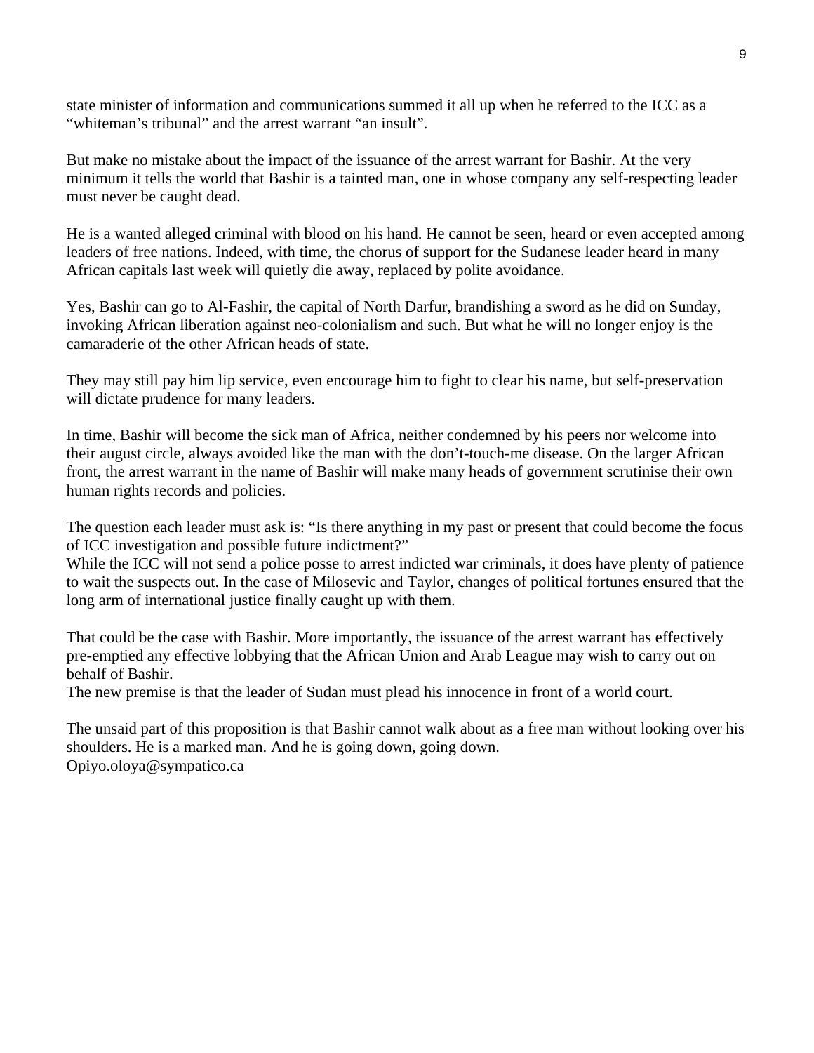state minister of information and communications summed it all up when he referred to the ICC as a "whiteman's tribunal" and the arrest warrant "an insult".

But make no mistake about the impact of the issuance of the arrest warrant for Bashir. At the very minimum it tells the world that Bashir is a tainted man, one in whose company any self-respecting leader must never be caught dead.

He is a wanted alleged criminal with blood on his hand. He cannot be seen, heard or even accepted among leaders of free nations. Indeed, with time, the chorus of support for the Sudanese leader heard in many African capitals last week will quietly die away, replaced by polite avoidance.

Yes, Bashir can go to Al-Fashir, the capital of North Darfur, brandishing a sword as he did on Sunday, invoking African liberation against neo-colonialism and such. But what he will no longer enjoy is the camaraderie of the other African heads of state.

They may still pay him lip service, even encourage him to fight to clear his name, but self-preservation will dictate prudence for many leaders.

In time, Bashir will become the sick man of Africa, neither condemned by his peers nor welcome into their august circle, always avoided like the man with the don't-touch-me disease. On the larger African front, the arrest warrant in the name of Bashir will make many heads of government scrutinise their own human rights records and policies.

The question each leader must ask is: "Is there anything in my past or present that could become the focus of ICC investigation and possible future indictment?"
While the ICC will not send a police posse to arrest indicted war criminals, it does have plenty of patience to wait the suspects out. In the case of Milosevic and Taylor, changes of political fortunes ensured that the long arm of international justice finally caught up with them.

That could be the case with Bashir. More importantly, the issuance of the arrest warrant has effectively pre-emptied any effective lobbying that the African Union and Arab League may wish to carry out on behalf of Bashir.
The new premise is that the leader of Sudan must plead his innocence in front of a world court.

The unsaid part of this proposition is that Bashir cannot walk about as a free man without looking over his shoulders. He is a marked man. And he is going down, going down.
Opiyo.oloya@sympatico.ca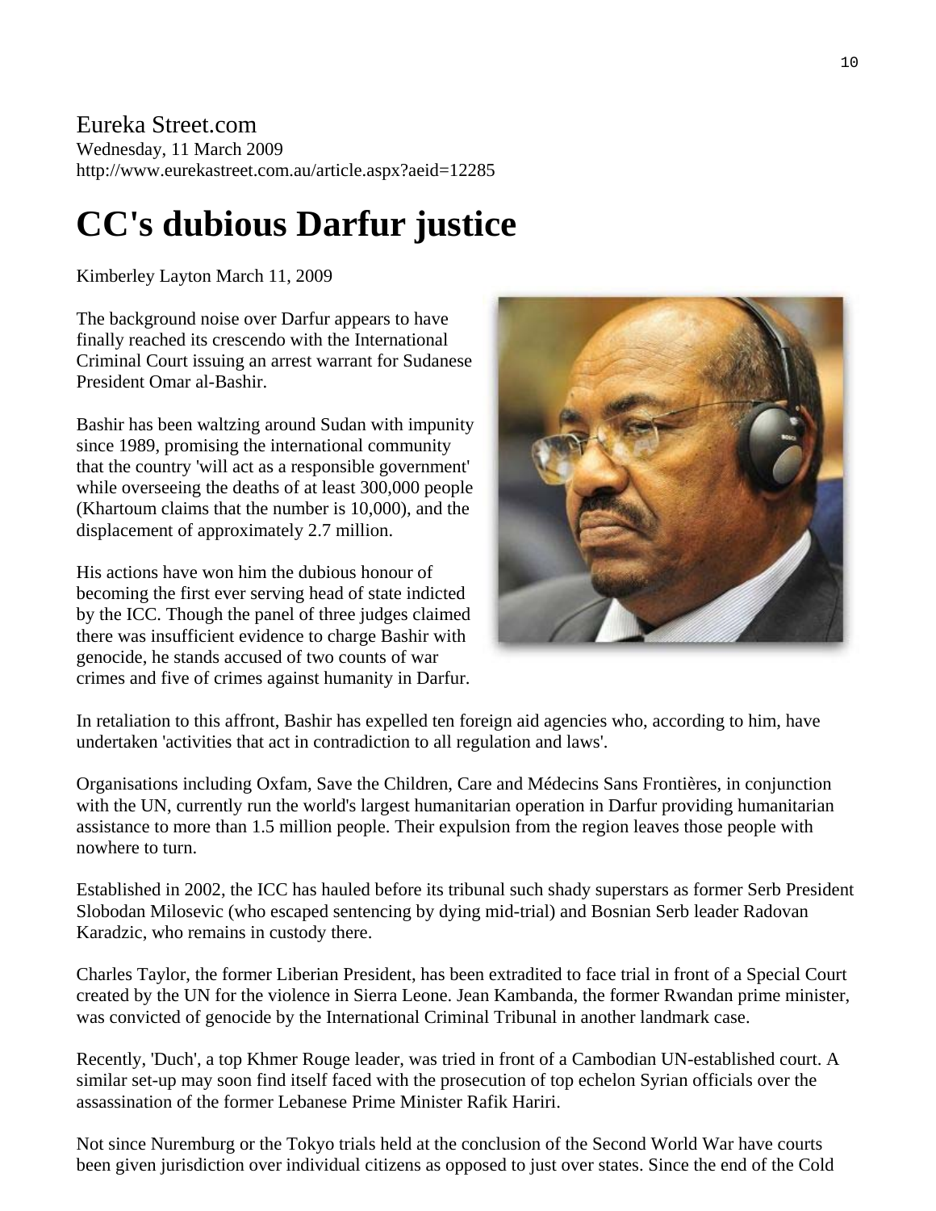Eureka Street.com
Wednesday, 11 March 2009
http://www.eurekastreet.com.au/article.aspx?aeid=12285

# CC's dubious Darfur justice

Kimberley Layton March 11, 2009

The background noise over Darfur appears to have finally reached its crescendo with the International Criminal Court issuing an arrest warrant for Sudanese President Omar al-Bashir.

Bashir has been waltzing around Sudan with impunity since 1989, promising the international community that the country 'will act as a responsible government' while overseeing the deaths of at least 300,000 people (Khartoum claims that the number is 10,000), and the displacement of approximately 2.7 million.

His actions have won him the dubious honour of becoming the first ever serving head of state indicted by the ICC. Though the panel of three judges claimed there was insufficient evidence to charge Bashir with genocide, he stands accused of two counts of war crimes and five of crimes against humanity in Darfur.

In retaliation to this affront, Bashir has expelled ten foreign aid agencies who, according to him, have undertaken 'activities that act in contradiction to all regulation and laws'.

Organisations including Oxfam, Save the Children, Care and Médecins Sans Frontières, in conjunction with the UN, currently run the world's largest humanitarian operation in Darfur providing humanitarian assistance to more than 1.5 million people. Their expulsion from the region leaves those people with nowhere to turn.

Established in 2002, the ICC has hauled before its tribunal such shady superstars as former Serb President Slobodan Milosevic (who escaped sentencing by dying mid-trial) and Bosnian Serb leader Radovan Karadzic, who remains in custody there.

Charles Taylor, the former Liberian President, has been extradited to face trial in front of a Special Court created by the UN for the violence in Sierra Leone. Jean Kambanda, the former Rwandan prime minister, was convicted of genocide by the International Criminal Tribunal in another landmark case.

Recently, 'Duch', a top Khmer Rouge leader, was tried in front of a Cambodian UN-established court. A similar set-up may soon find itself faced with the prosecution of top echelon Syrian officials over the assassination of the former Lebanese Prime Minister Rafik Hariri.

Not since Nuremburg or the Tokyo trials held at the conclusion of the Second World War have courts been given jurisdiction over individual citizens as opposed to just over states. Since the end of the Cold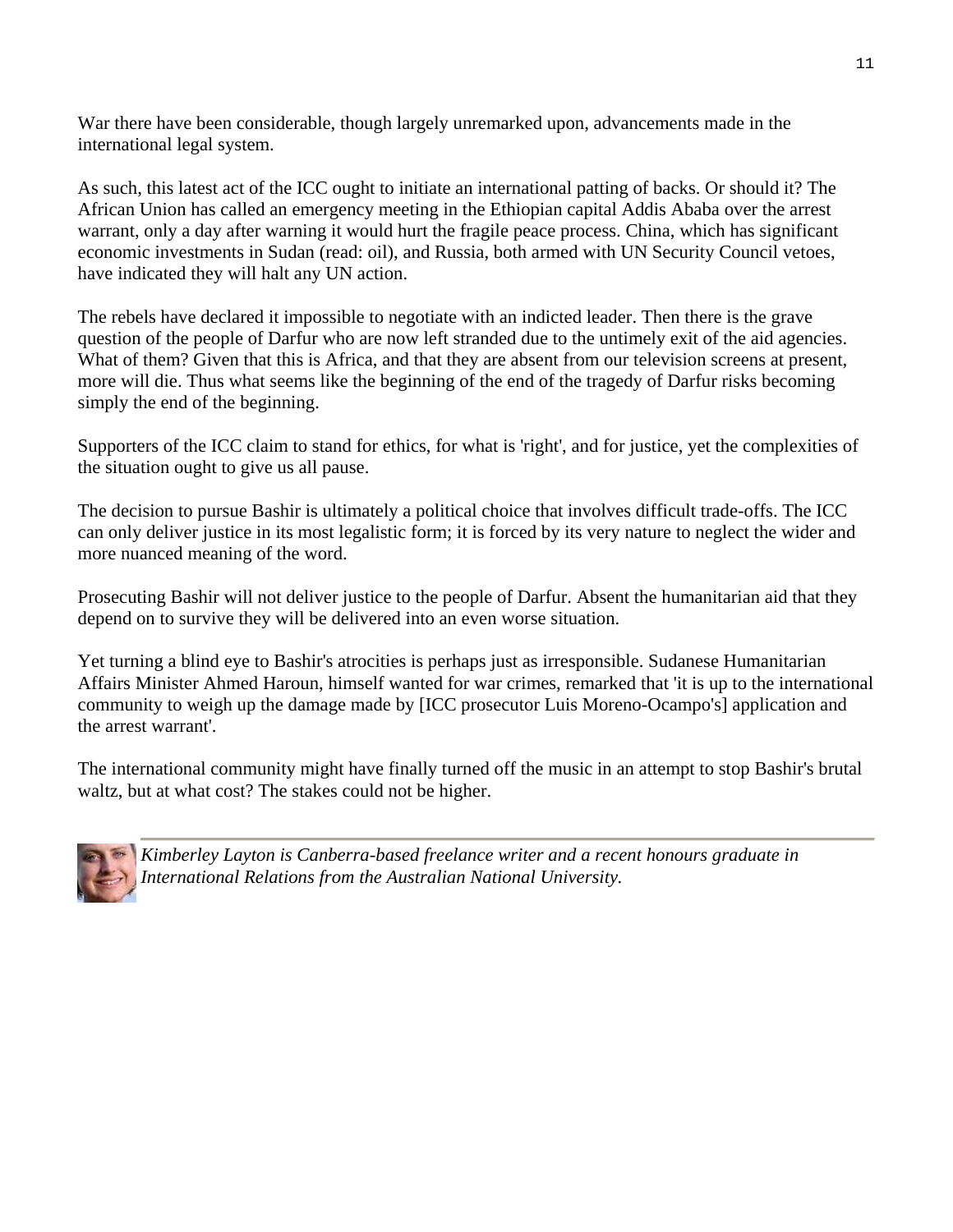War there have been considerable, though largely unremarked upon, advancements made in the international legal system.

As such, this latest act of the ICC ought to initiate an international patting of backs. Or should it? The African Union has called an emergency meeting in the Ethiopian capital Addis Ababa over the arrest warrant, only a day after warning it would hurt the fragile peace process. China, which has significant economic investments in Sudan (read: oil), and Russia, both armed with UN Security Council vetoes, have indicated they will halt any UN action.

The rebels have declared it impossible to negotiate with an indicted leader. Then there is the grave question of the people of Darfur who are now left stranded due to the untimely exit of the aid agencies. What of them? Given that this is Africa, and that they are absent from our television screens at present, more will die. Thus what seems like the beginning of the end of the tragedy of Darfur risks becoming simply the end of the beginning.

Supporters of the ICC claim to stand for ethics, for what is 'right', and for justice, yet the complexities of the situation ought to give us all pause.

The decision to pursue Bashir is ultimately a political choice that involves difficult trade-offs. The ICC can only deliver justice in its most legalistic form; it is forced by its very nature to neglect the wider and more nuanced meaning of the word.

Prosecuting Bashir will not deliver justice to the people of Darfur. Absent the humanitarian aid that they depend on to survive they will be delivered into an even worse situation.

Yet turning a blind eye to Bashir's atrocities is perhaps just as irresponsible. Sudanese Humanitarian Affairs Minister Ahmed Haroun, himself wanted for war crimes, remarked that 'it is up to the international community to weigh up the damage made by [ICC prosecutor Luis Moreno-Ocampo's] application and the arrest warrant'.

The international community might have finally turned off the music in an attempt to stop Bashir's brutal waltz, but at what cost? The stakes could not be higher.

---

*Kimberley Layton is Canberra-based freelance writer and a recent honours graduate in International Relations from the Australian National University.*